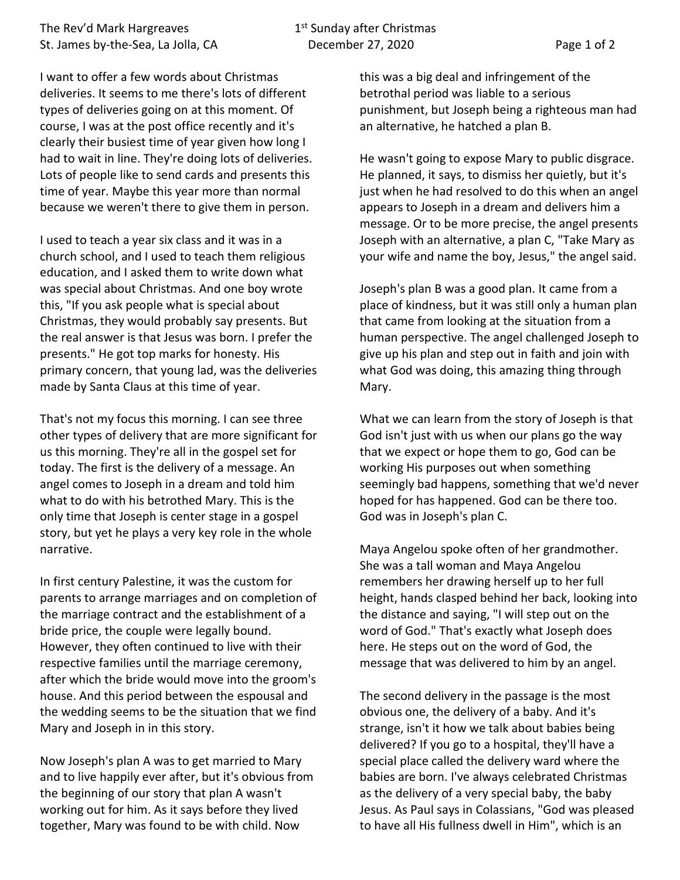I want to offer a few words about Christmas deliveries. It seems to me there's lots of different types of deliveries going on at this moment. Of course, I was at the post office recently and it's clearly their busiest time of year given how long I had to wait in line. They're doing lots of deliveries. Lots of people like to send cards and presents this time of year. Maybe this year more than normal because we weren't there to give them in person.

I used to teach a year six class and it was in a church school, and I used to teach them religious education, and I asked them to write down what was special about Christmas. And one boy wrote this, "If you ask people what is special about Christmas, they would probably say presents. But the real answer is that Jesus was born. I prefer the presents." He got top marks for honesty. His primary concern, that young lad, was the deliveries made by Santa Claus at this time of year.

That's not my focus this morning. I can see three other types of delivery that are more significant for us this morning. They're all in the gospel set for today. The first is the delivery of a message. An angel comes to Joseph in a dream and told him what to do with his betrothed Mary. This is the only time that Joseph is center stage in a gospel story, but yet he plays a very key role in the whole narrative.

In first century Palestine, it was the custom for parents to arrange marriages and on completion of the marriage contract and the establishment of a bride price, the couple were legally bound. However, they often continued to live with their respective families until the marriage ceremony, after which the bride would move into the groom's house. And this period between the espousal and the wedding seems to be the situation that we find Mary and Joseph in in this story.

Now Joseph's plan A was to get married to Mary and to live happily ever after, but it's obvious from the beginning of our story that plan A wasn't working out for him. As it says before they lived together, Mary was found to be with child. Now this was a big deal and infringement of the betrothal period was liable to a serious punishment, but Joseph being a righteous man had an alternative, he hatched a plan B.

He wasn't going to expose Mary to public disgrace. He planned, it says, to dismiss her quietly, but it's just when he had resolved to do this when an angel appears to Joseph in a dream and delivers him a message. Or to be more precise, the angel presents Joseph with an alternative, a plan C, "Take Mary as your wife and name the boy, Jesus," the angel said.

Joseph's plan B was a good plan. It came from a place of kindness, but it was still only a human plan that came from looking at the situation from a human perspective. The angel challenged Joseph to give up his plan and step out in faith and join with what God was doing, this amazing thing through Mary.

What we can learn from the story of Joseph is that God isn't just with us when our plans go the way that we expect or hope them to go, God can be working His purposes out when something seemingly bad happens, something that we'd never hoped for has happened. God can be there too. God was in Joseph's plan C.

Maya Angelou spoke often of her grandmother. She was a tall woman and Maya Angelou remembers her drawing herself up to her full height, hands clasped behind her back, looking into the distance and saying, "I will step out on the word of God." That's exactly what Joseph does here. He steps out on the word of God, the message that was delivered to him by an angel.

The second delivery in the passage is the most obvious one, the delivery of a baby. And it's strange, isn't it how we talk about babies being delivered? If you go to a hospital, they'll have a special place called the delivery ward where the babies are born. I've always celebrated Christmas as the delivery of a very special baby, the baby Jesus. As Paul says in Colassians, "God was pleased to have all His fullness dwell in Him", which is an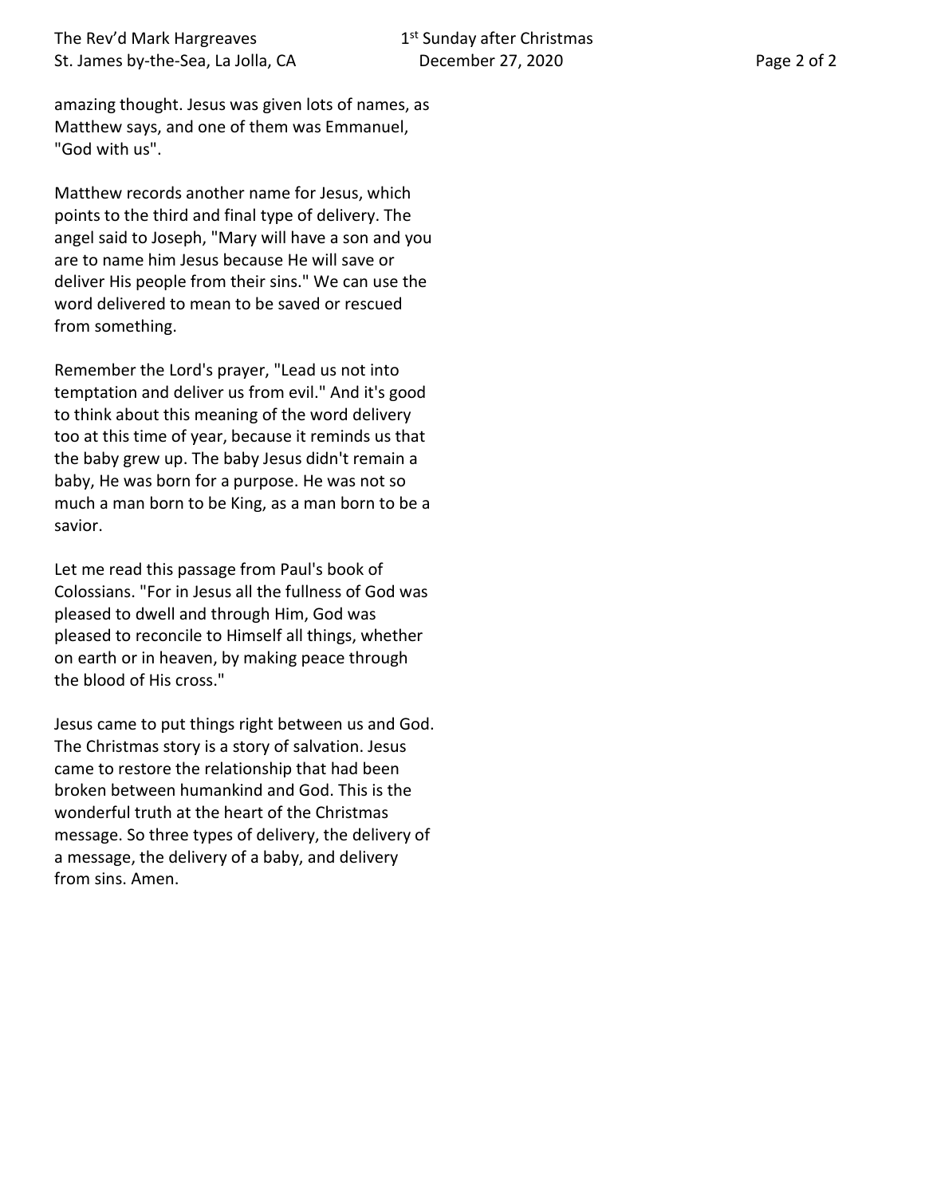amazing thought. Jesus was given lots of names, as Matthew says, and one of them was Emmanuel, "God with us".

Matthew records another name for Jesus, which points to the third and final type of delivery. The angel said to Joseph, "Mary will have a son and you are to name him Jesus because He will save or deliver His people from their sins." We can use the word delivered to mean to be saved or rescued from something.

Remember the Lord's prayer, "Lead us not into temptation and deliver us from evil." And it's good to think about this meaning of the word delivery too at this time of year, because it reminds us that the baby grew up. The baby Jesus didn't remain a baby, He was born for a purpose. He was not so much a man born to be King, as a man born to be a savior.

Let me read this passage from Paul's book of Colossians. "For in Jesus all the fullness of God was pleased to dwell and through Him, God was pleased to reconcile to Himself all things, whether on earth or in heaven, by making peace through the blood of His cross."

Jesus came to put things right between us and God. The Christmas story is a story of salvation. Jesus came to restore the relationship that had been broken between humankind and God. This is the wonderful truth at the heart of the Christmas message. So three types of delivery, the delivery of a message, the delivery of a baby, and delivery from sins. Amen.